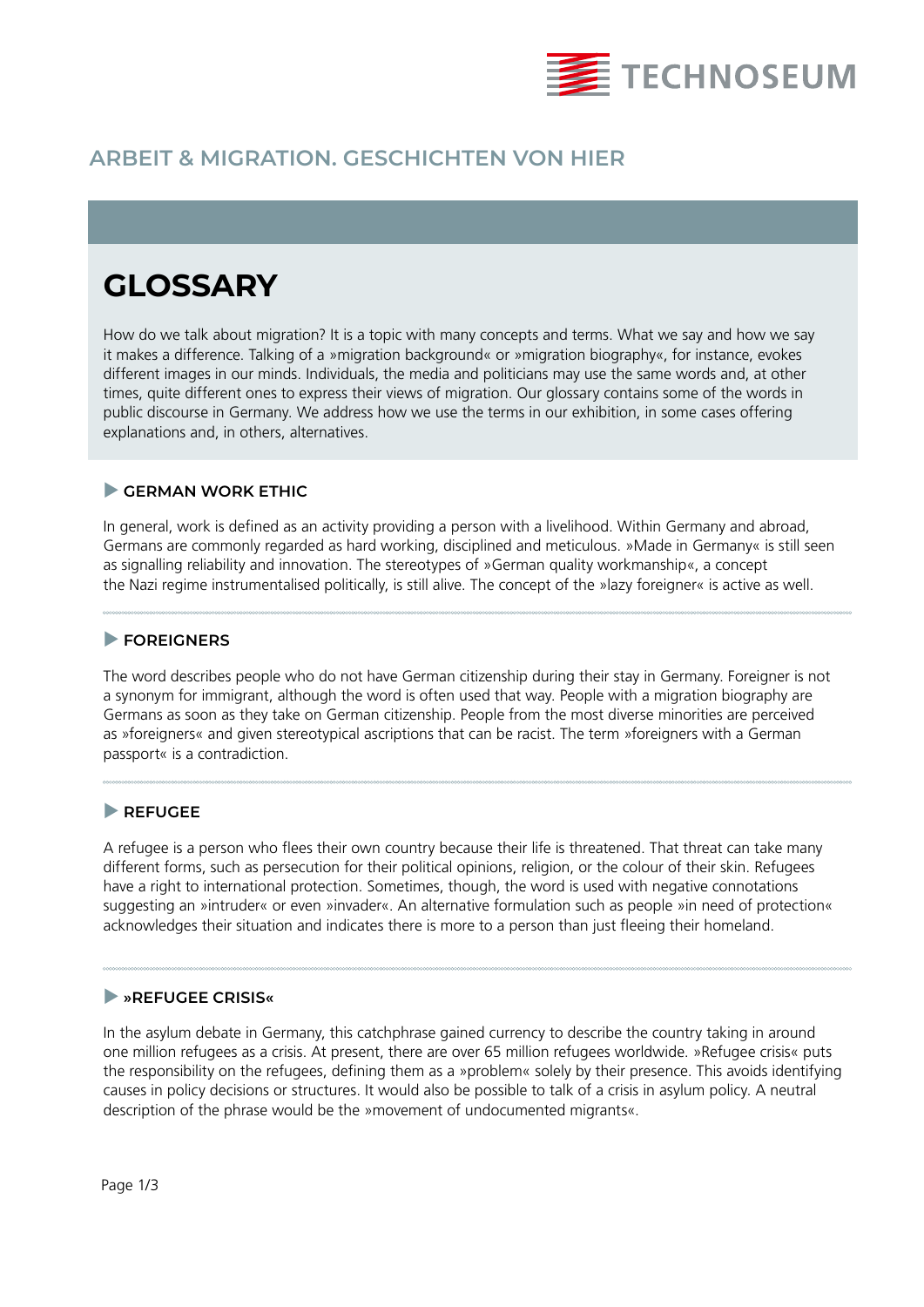TECHNOSEUM

## ARBEIT & MIGRATION. GESCHICHTEN VON HIER

# GLOSSARY

How do we talk about migration? It is a topic with many concepts and terms. What we say and how we say it makes a difference. Talking of a »migration background« or »migration biography«, for instance, evokes different images in our minds. Individuals, the media and politicians may use the same words and, at other times, quite different ones to express their views of migration. Our glossary contains some of the words in public discourse in Germany. We address how we use the terms in our exhibition, in some cases offering explanations and, in others, alternatives.

### GERMAN WORK ETHIC

In general, work is defined as an activity providing a person with a livelihood. Within Germany and abroad, Germans are commonly regarded as hard working, disciplined and meticulous. »Made in Germany« is still seen as signalling reliability and innovation. The stereotypes of »German quality workmanship«, a concept the Nazi regime instrumentalised politically, is still alive. The concept of the »lazy foreigner« is active as well.

### FOREIGNERS

The word describes people who do not have German citizenship during their stay in Germany. Foreigner is not a synonym for immigrant, although the word is often used that way. People with a migration biography are Germans as soon as they take on German citizenship. People from the most diverse minorities are perceived as »foreigners« and given stereotypical ascriptions that can be racist. The term »foreigners with a German passport« is a contradiction.

### REFUGEE

A refugee is a person who flees their own country because their life is threatened. That threat can take many different forms, such as persecution for their political opinions, religion, or the colour of their skin. Refugees have a right to international protection. Sometimes, though, the word is used with negative connotations suggesting an »intruder« or even »invader«. An alternative formulation such as people »in need of protection« acknowledges their situation and indicates there is more to a person than just fleeing their homeland.

### »REFUGEE CRISIS«

In the asylum debate in Germany, this catchphrase gained currency to describe the country taking in around one million refugees as a crisis. At present, there are over 65 million refugees worldwide. »Refugee crisis« puts the responsibility on the refugees, defining them as a »problem« solely by their presence. This avoids identifying causes in policy decisions or structures. It would also be possible to talk of a crisis in asylum policy. A neutral description of the phrase would be the »movement of undocumented migrants«.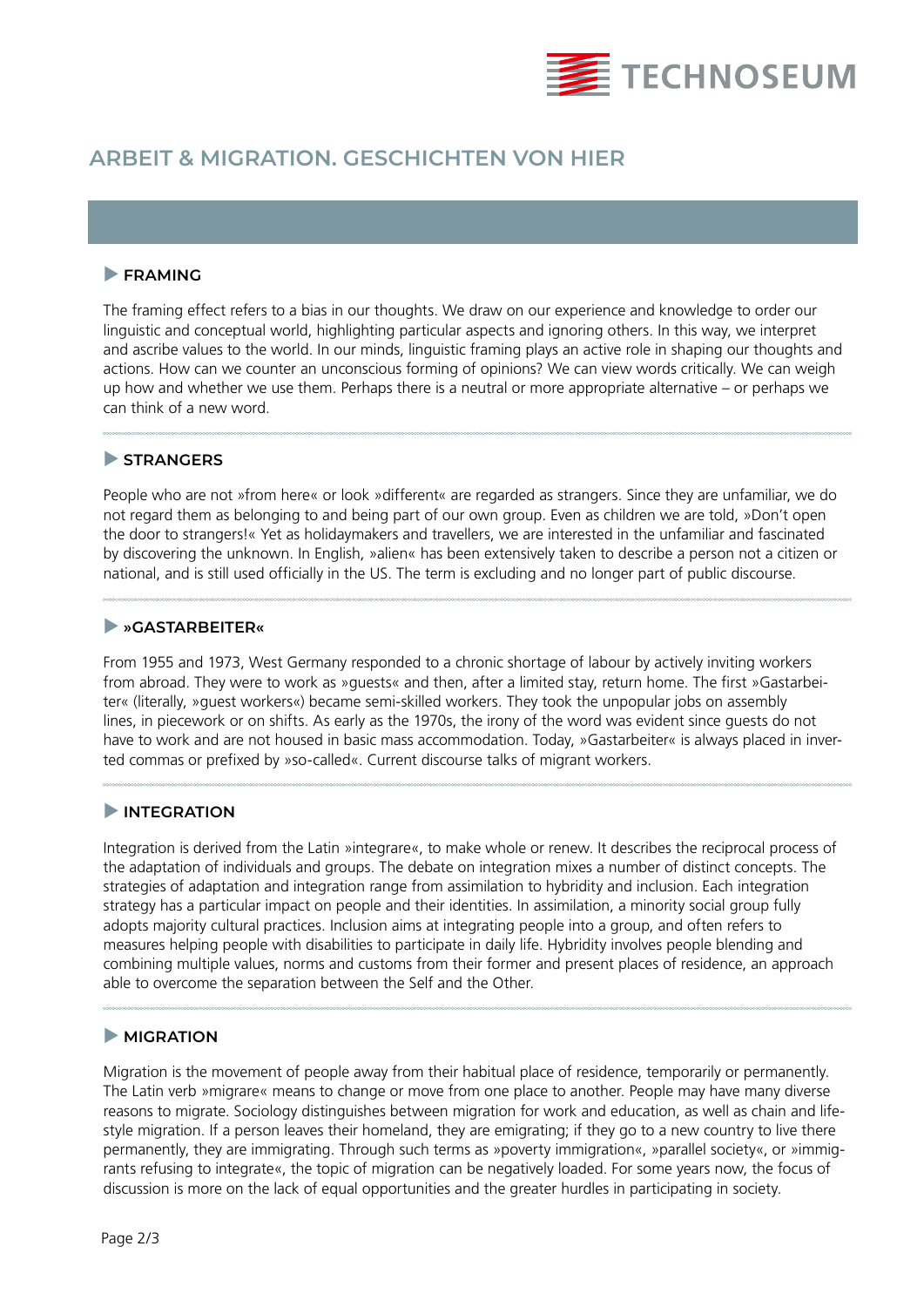## ARBEIT & MIGRATION. GESCHICHTEN VON HIER

### FRAMING

The framing effect refers to a bias in our thoughts. We draw on our experience and knowledge to order our linguistic and conceptual world, highlighting particular aspects and ignoring others. In this way, we interpret and ascribe values to the world. In our minds, linguistic framing plays an active role in shaping our thoughts and actions. How can we counter an unconscious forming of opinions? We can view words critically. We can weigh up how and whether we use them. Perhaps there is a neutral or more appropriate alternative – or perhaps we can think of a new word.

### STRANGERS

People who are not »from here« or look »different« are regarded as strangers. Since they are unfamiliar, we do not regard them as belonging to and being part of our own group. Even as children we are told, »Don't open the door to strangers!« Yet as holidaymakers and travellers, we are interested in the unfamiliar and fascinated by discovering the unknown. In English, »alien« has been extensively taken to describe a person not a citizen or national, and is still used officially in the US. The term is excluding and no longer part of public discourse.

### »GASTARBEITER«

From 1955 and 1973, West Germany responded to a chronic shortage of labour by actively inviting workers from abroad. They were to work as »guests« and then, after a limited stay, return home. The first »Gastarbeiter« (literally, »guest workers«) became semi-skilled workers. They took the unpopular jobs on assembly lines, in piecework or on shifts. As early as the 1970s, the irony of the word was evident since guests do not have to work and are not housed in basic mass accommodation. Today, »Gastarbeiter« is always placed in inverted commas or prefixed by »so-called«. Current discourse talks of migrant workers.

### INTEGRATION

Integration is derived from the Latin »integrare«, to make whole or renew. It describes the reciprocal process of the adaptation of individuals and groups. The debate on integration mixes a number of distinct concepts. The strategies of adaptation and integration range from assimilation to hybridity and inclusion. Each integration strategy has a particular impact on people and their identities. In assimilation, a minority social group fully adopts majority cultural practices. Inclusion aims at integrating people into a group, and often refers to measures helping people with disabilities to participate in daily life. Hybridity involves people blending and combining multiple values, norms and customs from their former and present places of residence, an approach able to overcome the separation between the Self and the Other.

### MIGRATION

Migration is the movement of people away from their habitual place of residence, temporarily or permanently. The Latin verb »migrare« means to change or move from one place to another. People may have many diverse reasons to migrate. Sociology distinguishes between migration for work and education, as well as chain and lifestyle migration. If a person leaves their homeland, they are emigrating; if they go to a new country to live there permanently, they are immigrating. Through such terms as »poverty immigration«, »parallel society«, or »immigrants refusing to integrate«, the topic of migration can be negatively loaded. For some years now, the focus of discussion is more on the lack of equal opportunities and the greater hurdles in participating in society.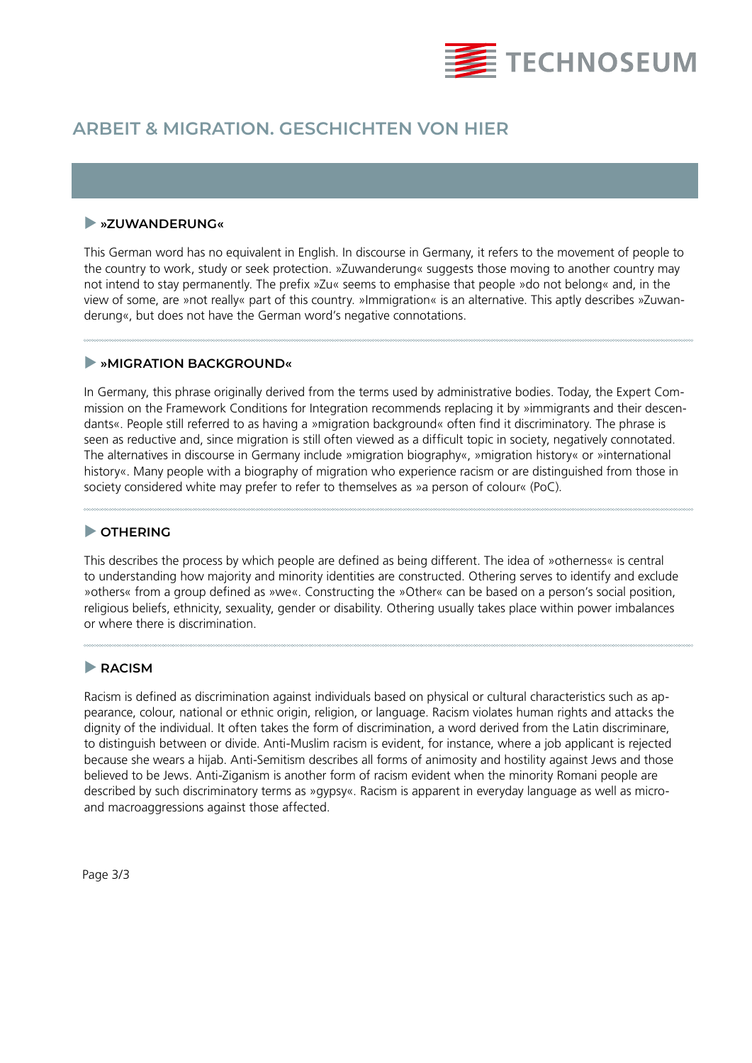# ARBEIT & MIGRATION. GESCHICHTEN VON HIER

## »ZUWANDERUNG«

This German word has no equivalent in English. In discourse in Germany, it refers to the movement of people to the country to work, study or seek protection. »Zuwanderung« suggests those moving to another country may not intend to stay permanently. The prefix »Zu« seems to emphasise that people »do not belong« and, in the view of some, are »not really« part of this country. »Immigration« is an alternative. This aptly describes »Zuwanderung«, but does not have the German word's negative connotations.

## »MIGRATION BACKGROUND«

In Germany, this phrase originally derived from the terms used by administrative bodies. Today, the Expert Commission on the Framework Conditions for Integration recommends replacing it by »immigrants and their descendants«. People still referred to as having a »migration background« often find it discriminatory. The phrase is seen as reductive and, since migration is still often viewed as a difficult topic in society, negatively connotated. The alternatives in discourse in Germany include »migration biography«, »migration history« or »international history«. Many people with a biography of migration who experience racism or are distinguished from those in society considered white may prefer to refer to themselves as »a person of colour« (PoC).

## OTHERING

This describes the process by which people are defined as being different. The idea of »otherness« is central to understanding how majority and minority identities are constructed. Othering serves to identify and exclude »others« from a group defined as »we«. Constructing the »Other« can be based on a person's social position, religious beliefs, ethnicity, sexuality, gender or disability. Othering usually takes place within power imbalances or where there is discrimination.

## RACISM

Racism is defined as discrimination against individuals based on physical or cultural characteristics such as appearance, colour, national or ethnic origin, religion, or language. Racism violates human rights and attacks the dignity of the individual. It often takes the form of discrimination, a word derived from the Latin discriminare, to distinguish between or divide. Anti-Muslim racism is evident, for instance, where a job applicant is rejected because she wears a hijab. Anti-Semitism describes all forms of animosity and hostility against Jews and those believed to be Jews. Anti-Ziganism is another form of racism evident when the minority Romani people are described by such discriminatory terms as »gypsy«. Racism is apparent in everyday language as well as micro- and macroaggressions against those affected.